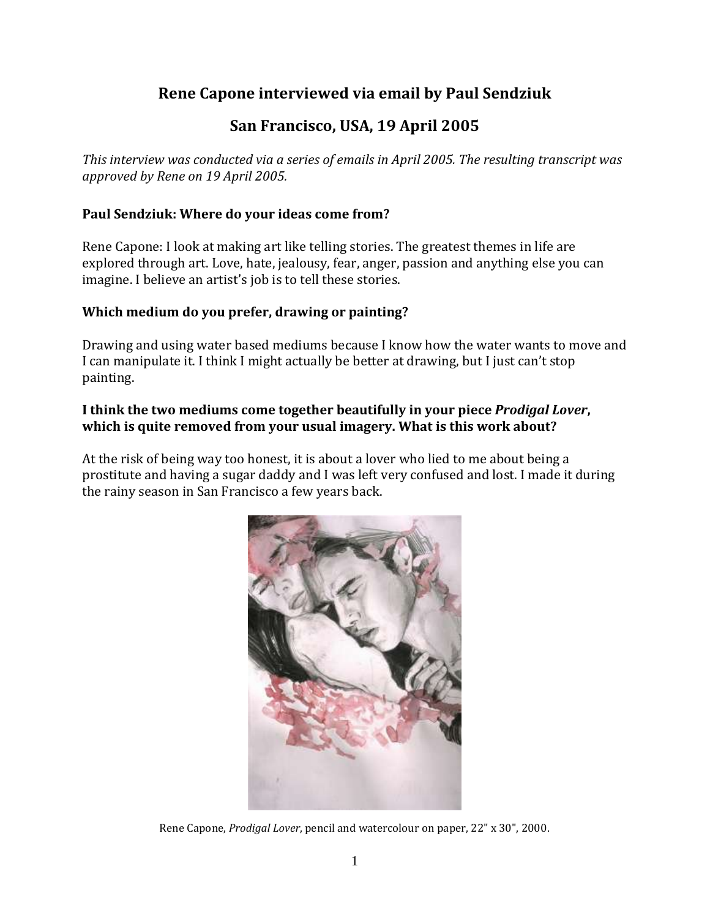# Rene Capone interviewed via email by Paul Sendziuk

## San Francisco, USA, 19 April 2005

*This interview was conducted via a series of emails in April 2005. The resulting transcript was approved by Rene on 19 April 2005.*

**Paul Sendziuk: Where do your ideas come from?**

Rene Capone: I look at making art like telling stories. The greatest themes in life are explored through art. Love, hate, jealousy, fear, anger, passion and anything else you can imagine. I believe an artist's job is to tell these stories.

**Which medium do you prefer, drawing or painting?**

Drawing and using water based mediums because I know how the water wants to move and I can manipulate it. I think I might actually be better at drawing, but I just can't stop painting.

**I think the two mediums come together beautifully in your piece *Prodigal Lover*, which is quite removed from your usual imagery. What is this work about?**

At the risk of being way too honest, it is about a lover who lied to me about being a prostitute and having a sugar daddy and I was left very confused and lost. I made it during the rainy season in San Francisco a few years back.

Rene Capone, *Prodigal Lover*, pencil and watercolour on paper, 22" x 30", 2000.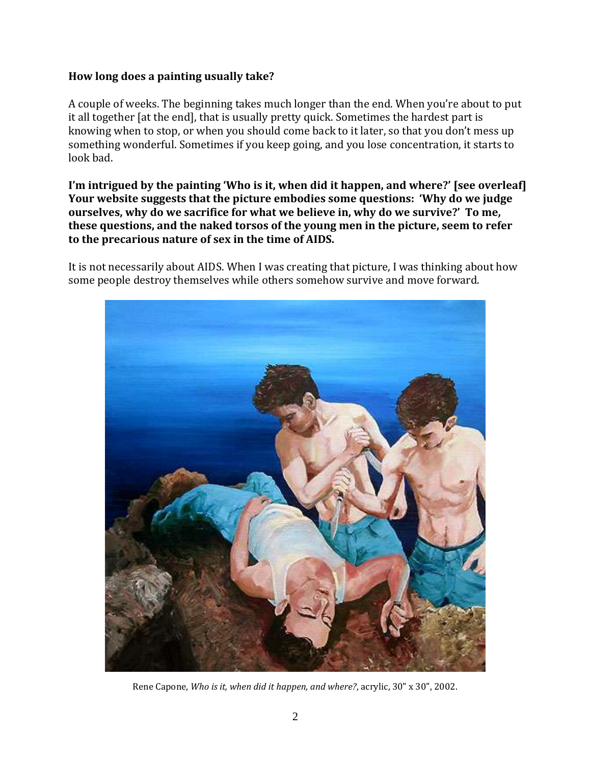**How long does a painting usually take?**

A couple of weeks. The beginning takes much longer than the end. When you're about to put it all together [at the end], that is usually pretty quick. Sometimes the hardest part is knowing when to stop, or when you should come back to it later, so that you don't mess up something wonderful. Sometimes if you keep going, and you lose concentration, it starts to look bad.

**I'm intrigued by the painting 'Who is it, when did it happen, and where?' [see overleaf] Your website suggests that the picture embodies some questions: 'Why do we judge ourselves, why do we sacrifice for what we believe in, why do we survive?' To me, these questions, and the naked torsos of the young men in the picture, seem to refer to the precarious nature of sex in the time of AIDS.**

It is not necessarily about AIDS. When I was creating that picture, I was thinking about how some people destroy themselves while others somehow survive and move forward.

Rene Capone, *Who is it, when did it happen, and where?*, acrylic, 30" x 30", 2002.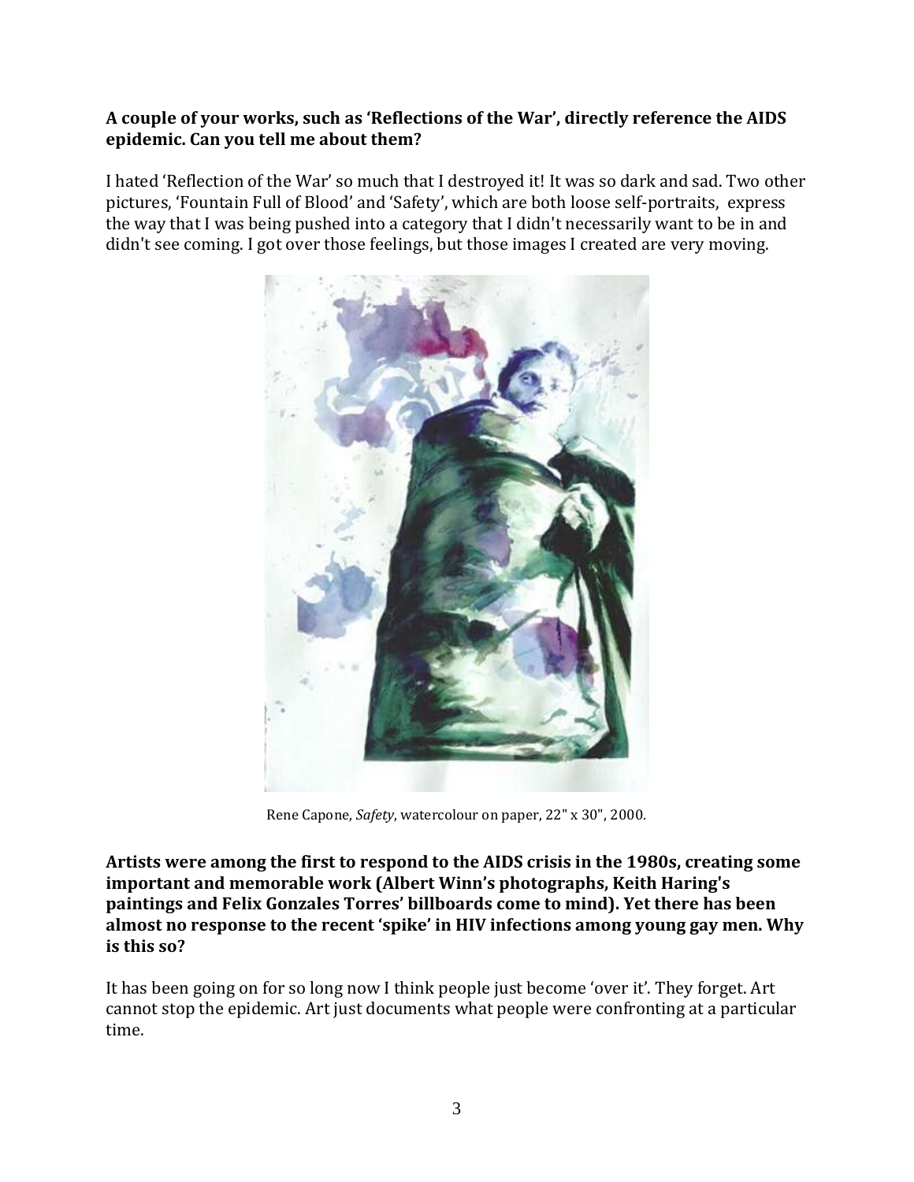**A couple of your works, such as 'Reflections of the War', directly reference the AIDS epidemic. Can you tell me about them?**

I hated 'Reflection of the War' so much that I destroyed it! It was so dark and sad. Two other pictures, 'Fountain Full of Blood' and 'Safety', which are both loose self-portraits, express the way that I was being pushed into a category that I didn't necessarily want to be in and didn't see coming. I got over those feelings, but those images I created are very moving.

Rene Capone, *Safety*, watercolour on paper, 22" x 30", 2000.

**Artists were among the first to respond to the AIDS crisis in the 1980s, creating some important and memorable work (Albert Winn's photographs, Keith Haring's paintings and Felix Gonzales Torres' billboards come to mind). Yet there has been almost no response to the recent 'spike' in HIV infections among young gay men. Why is this so?**

It has been going on for so long now I think people just become 'over it'. They forget. Art cannot stop the epidemic. Art just documents what people were confronting at a particular time.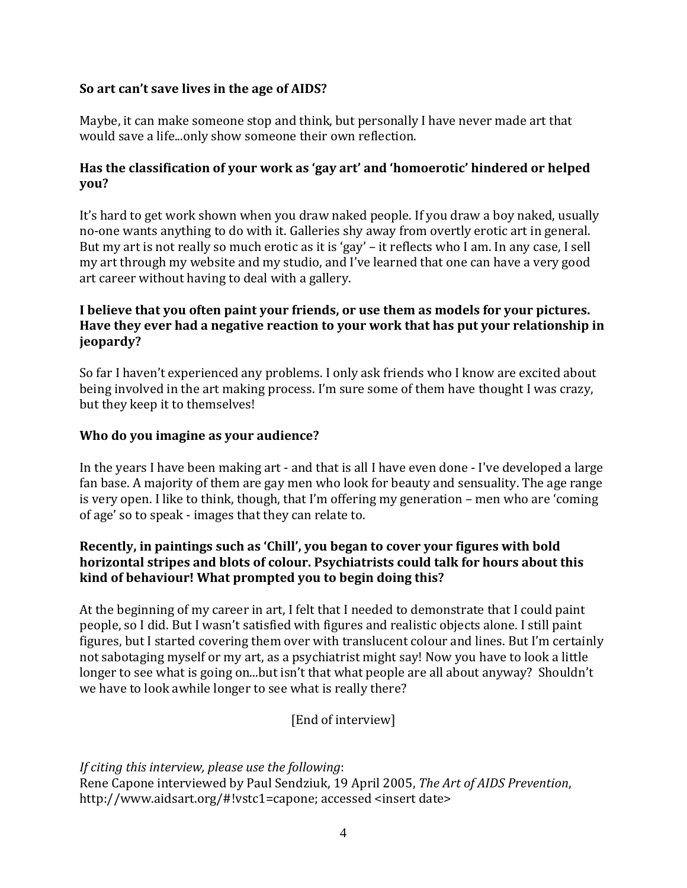**So art can't save lives in the age of AIDS?**

Maybe, it can make someone stop and think, but personally I have never made art that would save a life...only show someone their own reflection.

**Has the classification of your work as 'gay art' and 'homoerotic' hindered or helped you?**

It's hard to get work shown when you draw naked people. If you draw a boy naked, usually no-one wants anything to do with it. Galleries shy away from overtly erotic art in general. But my art is not really so much erotic as it is 'gay' – it reflects who I am. In any case, I sell my art through my website and my studio, and I've learned that one can have a very good art career without having to deal with a gallery.

**I believe that you often paint your friends, or use them as models for your pictures. Have they ever had a negative reaction to your work that has put your relationship in jeopardy?**

So far I haven't experienced any problems. I only ask friends who I know are excited about being involved in the art making process. I'm sure some of them have thought I was crazy, but they keep it to themselves!

**Who do you imagine as your audience?**

In the years I have been making art - and that is all I have even done - I've developed a large fan base. A majority of them are gay men who look for beauty and sensuality. The age range is very open. I like to think, though, that I'm offering my generation – men who are 'coming of age' so to speak - images that they can relate to.

**Recently, in paintings such as 'Chill', you began to cover your figures with bold horizontal stripes and blots of colour. Psychiatrists could talk for hours about this kind of behaviour! What prompted you to begin doing this?**

At the beginning of my career in art, I felt that I needed to demonstrate that I could paint people, so I did. But I wasn't satisfied with figures and realistic objects alone. I still paint figures, but I started covering them over with translucent colour and lines. But I'm certainly not sabotaging myself or my art, as a psychiatrist might say! Now you have to look a little longer to see what is going on...but isn't that what people are all about anyway? Shouldn't we have to look awhile longer to see what is really there?

[End of interview]

*If citing this interview, please use the following*:
Rene Capone interviewed by Paul Sendziuk, 19 April 2005, *The Art of AIDS Prevention*, http://www.aidsart.org/#!vstc1=capone; accessed <insert date>